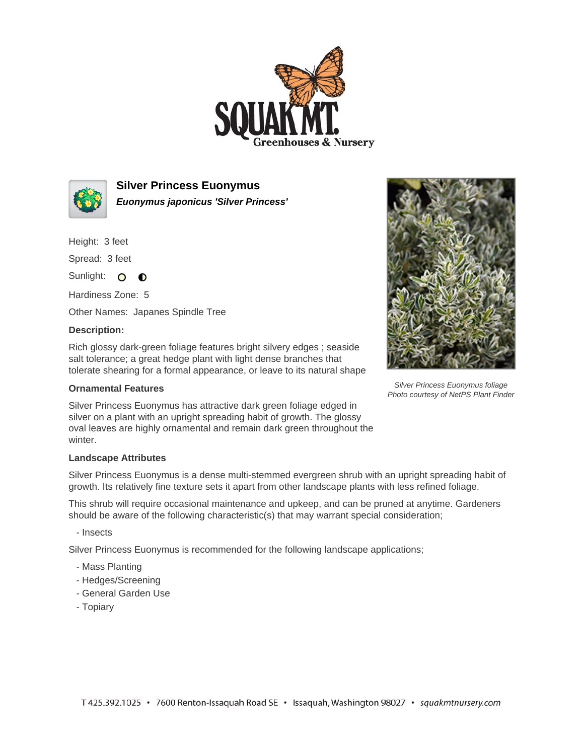# Silver Princess Euonymus

***Euonymus japonicus 'Silver Princess'***

Height: 3 feet

Spread: 3 feet

Sunlight:

Hardiness Zone: 5

Other Names: Japanes Spindle Tree

**Description:**

Rich glossy dark-green foliage features bright silvery edges ; seaside salt tolerance; a great hedge plant with light dense branches that tolerate shearing for a formal appearance, or leave to its natural shape

*Silver Princess Euonymus foliage*
*Photo courtesy of NetPS Plant Finder*

### Ornamental Features

Silver Princess Euonymus has attractive dark green foliage edged in silver on a plant with an upright spreading habit of growth. The glossy oval leaves are highly ornamental and remain dark green throughout the winter.

### Landscape Attributes

Silver Princess Euonymus is a dense multi-stemmed evergreen shrub with an upright spreading habit of growth. Its relatively fine texture sets it apart from other landscape plants with less refined foliage.

This shrub will require occasional maintenance and upkeep, and can be pruned at anytime. Gardeners should be aware of the following characteristic(s) that may warrant special consideration;

- Insects

Silver Princess Euonymus is recommended for the following landscape applications;

- Mass Planting
- Hedges/Screening
- General Garden Use
- Topiary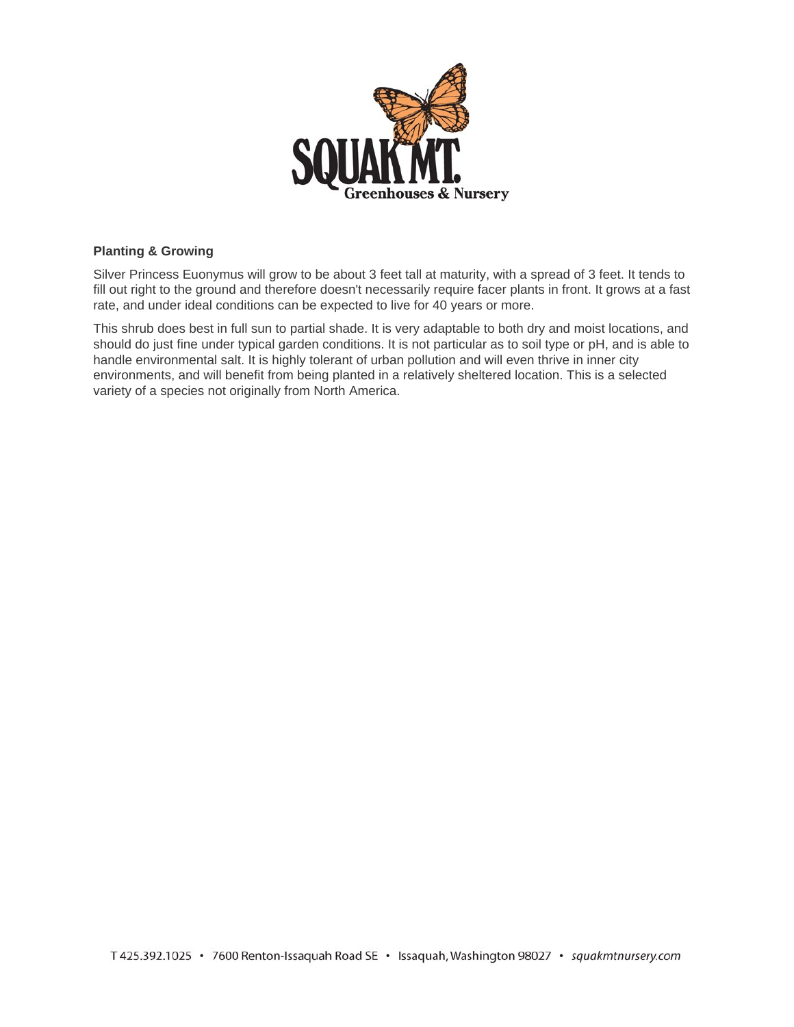**Planting & Growing**

Silver Princess Euonymus will grow to be about 3 feet tall at maturity, with a spread of 3 feet. It tends to fill out right to the ground and therefore doesn't necessarily require facer plants in front. It grows at a fast rate, and under ideal conditions can be expected to live for 40 years or more.

This shrub does best in full sun to partial shade. It is very adaptable to both dry and moist locations, and should do just fine under typical garden conditions. It is not particular as to soil type or pH, and is able to handle environmental salt. It is highly tolerant of urban pollution and will even thrive in inner city environments, and will benefit from being planted in a relatively sheltered location. This is a selected variety of a species not originally from North America.